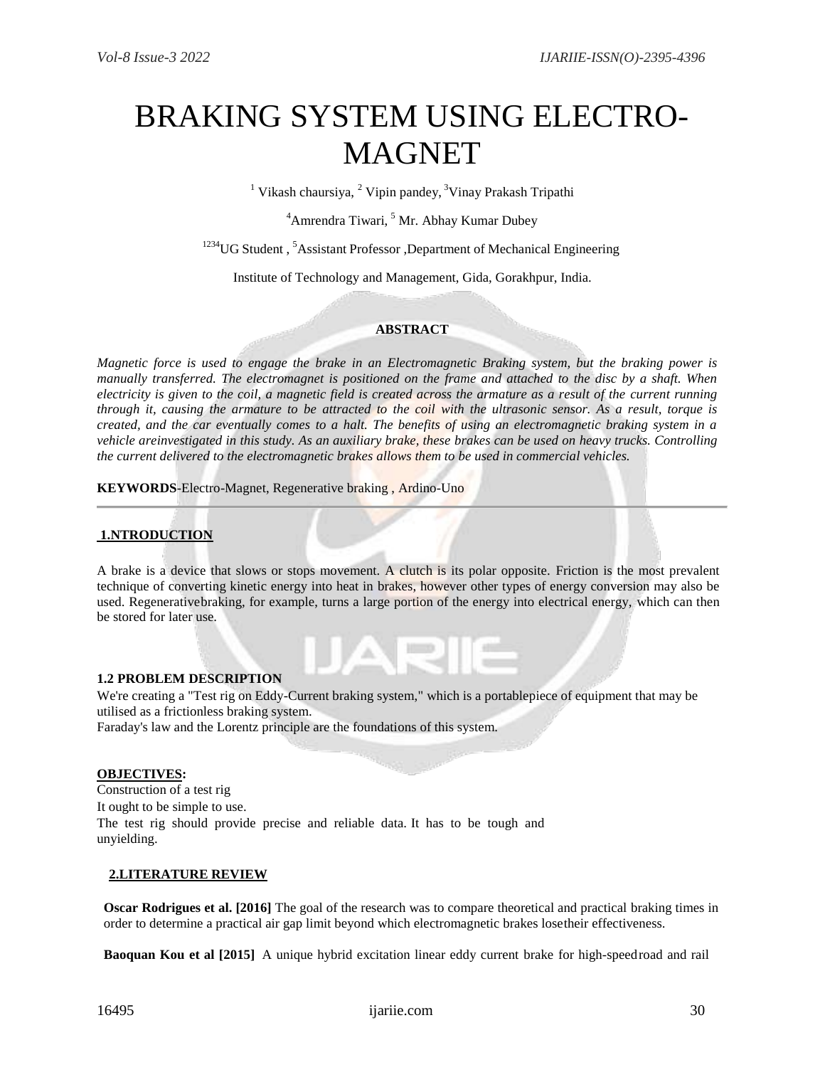# BRAKING SYSTEM USING ELECTRO-MAGNET

[1] Vikash chaursiya, [2] Vipin pandey, [3]Vinay Prakash Tripathi

[4]Amrendra Tiwari, [5] Mr. Abhay Kumar Dubey

[1234]UG Student , [5]Assistant Professor ,Department of Mechanical Engineering

Institute of Technology and Management, Gida, Gorakhpur, India.

**ABSTRACT**

*Magnetic force is used to engage the brake in an Electromagnetic Braking system, but the braking power is manually transferred. The electromagnet is positioned on the frame and attached to the disc by a shaft. When electricity is given to the coil, a magnetic field is created across the armature as a result of the current running through it, causing the armature to be attracted to the coil with the ultrasonic sensor. As a result, torque is created, and the car eventually comes to a halt. The benefits of using an electromagnetic braking system in a vehicle areinvestigated in this study. As an auxiliary brake, these brakes can be used on heavy trucks. Controlling the current delivered to the electromagnetic brakes allows them to be used in commercial vehicles.*

**KEYWORDS**-Electro-Magnet, Regenerative braking , Ardino-Uno

## 1.NTRODUCTION

A brake is a device that slows or stops movement. A clutch is its polar opposite. Friction is the most prevalent technique of converting kinetic energy into heat in brakes, however other types of energy conversion may also be used. Regenerativebraking, for example, turns a large portion of the energy into electrical energy, which can then be stored for later use.

### 1.2 PROBLEM DESCRIPTION

We're creating a "Test rig on Eddy-Current braking system," which is a portablepiece of equipment that may be utilised as a frictionless braking system.
Faraday's law and the Lorentz principle are the foundations of this system.

**OBJECTIVES:**

Construction of a test rig
It ought to be simple to use.
The test rig should provide precise and reliable data. It has to be tough and unyielding.

## 2.LITERATURE REVIEW

**Oscar Rodrigues et al. [2016]** The goal of the research was to compare theoretical and practical braking times in order to determine a practical air gap limit beyond which electromagnetic brakes losetheir effectiveness.

**Baoquan Kou et al [2015]** A unique hybrid excitation linear eddy current brake for high-speedroad and rail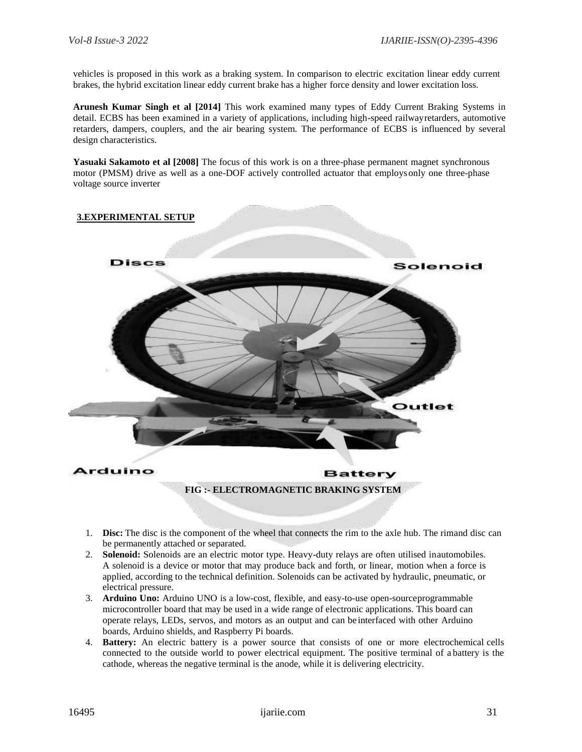vehicles is proposed in this work as a braking system. In comparison to electric excitation linear eddy current brakes, the hybrid excitation linear eddy current brake has a higher force density and lower excitation loss.

**Arunesh Kumar Singh et al [2014]** This work examined many types of Eddy Current Braking Systems in detail. ECBS has been examined in a variety of applications, including high-speed railwayretarders, automotive retarders, dampers, couplers, and the air bearing system. The performance of ECBS is influenced by several design characteristics.

**Yasuaki Sakamoto et al [2008]** The focus of this work is on a three-phase permanent magnet synchronous motor (PMSM) drive as well as a one-DOF actively controlled actuator that employsonly one three-phase voltage source inverter

## 3.EXPERIMENTAL SETUP

Discs

Solenoid

Outlet

Arduino

Battery

**FIG :- ELECTROMAGNETIC BRAKING SYSTEM**

1. **Disc:** The disc is the component of the wheel that connects the rim to the axle hub. The rimand disc can be permanently attached or separated.
2. **Solenoid:** Solenoids are an electric motor type. Heavy-duty relays are often utilised inautomobiles. A solenoid is a device or motor that may produce back and forth, or linear, motion when a force is applied, according to the technical definition. Solenoids can be activated by hydraulic, pneumatic, or electrical pressure.
3. **Arduino Uno:** Arduino UNO is a low-cost, flexible, and easy-to-use open-sourceprogrammable microcontroller board that may be used in a wide range of electronic applications. This board can operate relays, LEDs, servos, and motors as an output and can beinterfaced with other Arduino boards, Arduino shields, and Raspberry Pi boards.
4. **Battery:** An electric battery is a power source that consists of one or more electrochemical cells connected to the outside world to power electrical equipment. The positive terminal of a battery is the cathode, whereas the negative terminal is the anode, while it is delivering electricity.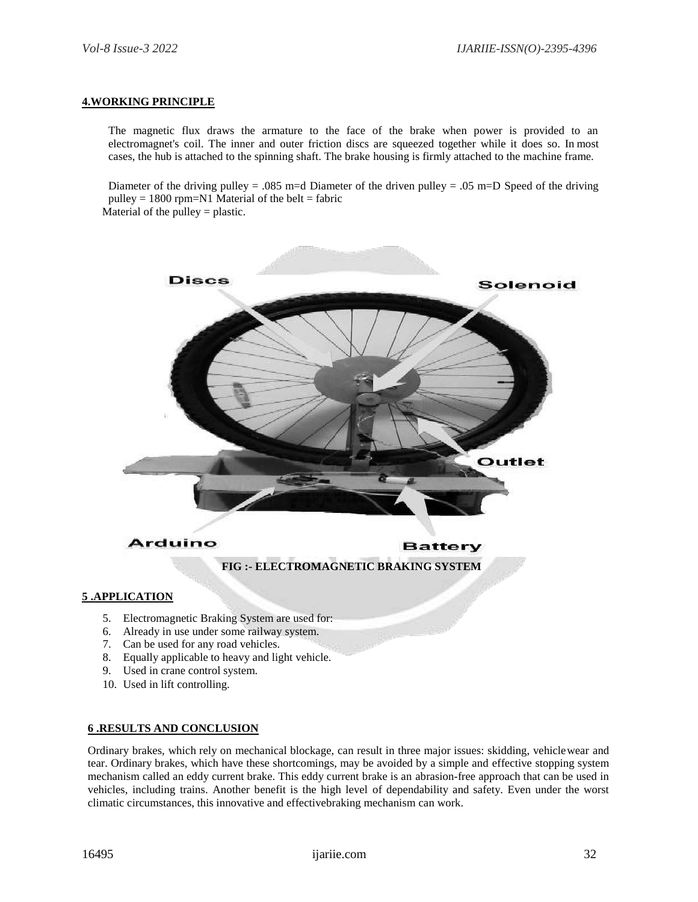## 4.WORKING PRINCIPLE

The magnetic flux draws the armature to the face of the brake when power is provided to an electromagnet's coil. The inner and outer friction discs are squeezed together while it does so. In most cases, the hub is attached to the spinning shaft. The brake housing is firmly attached to the machine frame.

Diameter of the driving pulley = .085 m=d Diameter of the driven pulley = .05 m=D Speed of the driving pulley = 1800 rpm=N1 Material of the belt = fabric
Material of the pulley = plastic.

FIG :- ELECTROMAGNETIC BRAKING SYSTEM

## 5 .APPLICATION

5. Electromagnetic Braking System are used for:
6. Already in use under some railway system.
7. Can be used for any road vehicles.
8. Equally applicable to heavy and light vehicle.
9. Used in crane control system.
10. Used in lift controlling.

## 6 .RESULTS AND CONCLUSION

Ordinary brakes, which rely on mechanical blockage, can result in three major issues: skidding, vehiclewear and tear. Ordinary brakes, which have these shortcomings, may be avoided by a simple and effective stopping system mechanism called an eddy current brake. This eddy current brake is an abrasion-free approach that can be used in vehicles, including trains. Another benefit is the high level of dependability and safety. Even under the worst climatic circumstances, this innovative and effectivebraking mechanism can work.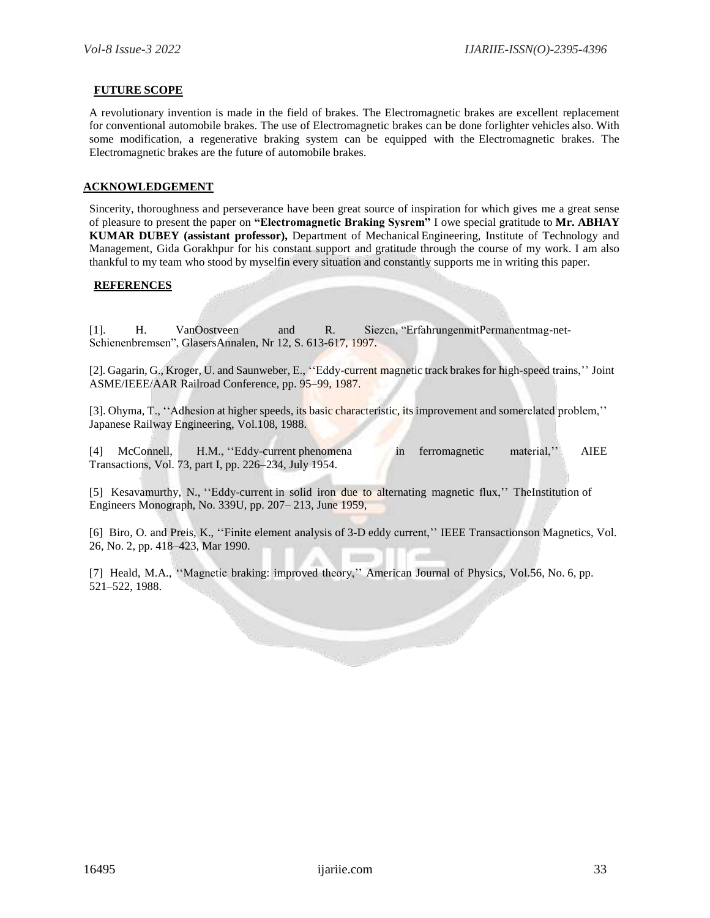## FUTURE SCOPE

A revolutionary invention is made in the field of brakes. The Electromagnetic brakes are excellent replacement for conventional automobile brakes. The use of Electromagnetic brakes can be done forlighter vehicles also. With some modification, a regenerative braking system can be equipped with the Electromagnetic brakes. The Electromagnetic brakes are the future of automobile brakes.

## ACKNOWLEDGEMENT

Sincerity, thoroughness and perseverance have been great source of inspiration for which gives me a great sense of pleasure to present the paper on **"Electromagnetic Braking Sysrem"** I owe special gratitude to **Mr. ABHAY KUMAR DUBEY (assistant professor),** Department of Mechanical Engineering, Institute of Technology and Management, Gida Gorakhpur for his constant support and gratitude through the course of my work. I am also thankful to my team who stood by myselfin every situation and constantly supports me in writing this paper.

## REFERENCES

[1]. H. VanOostveen and R. Siezen, "ErfahrungenmitPermanentmag-net-Schienenbremsen", GlasersAnnalen, Nr 12, S. 613-617, 1997.

[2]. Gagarin, G., Kroger, U. and Saunweber, E., ''Eddy-current magnetic track brakes for high-speed trains,'' Joint ASME/IEEE/AAR Railroad Conference, pp. 95–99, 1987.

[3]. Ohyma, T., ''Adhesion at higher speeds, its basic characteristic, its improvement and somerelated problem,'' Japanese Railway Engineering, Vol.108, 1988.

[4] McConnell, H.M., ''Eddy-current phenomena in ferromagnetic material,'' AIEE Transactions, Vol. 73, part I, pp. 226–234, July 1954.

[5] Kesavamurthy, N., ''Eddy-current in solid iron due to alternating magnetic flux,'' TheInstitution of Engineers Monograph, No. 339U, pp. 207– 213, June 1959,

[6] Biro, O. and Preis, K., ''Finite element analysis of 3-D eddy current,'' IEEE Transactionson Magnetics, Vol. 26, No. 2, pp. 418–423, Mar 1990.

[7] Heald, M.A., ''Magnetic braking: improved theory,'' American Journal of Physics, Vol.56, No. 6, pp. 521–522, 1988.